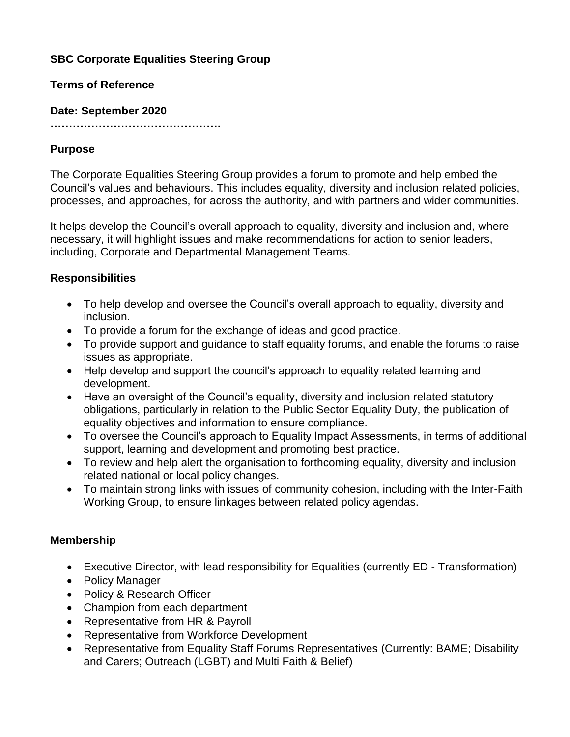**SBC Corporate Equalities Steering Group**

**Terms of Reference**

**Date: September 2020**

**……………………………………….**

## Purpose

The Corporate Equalities Steering Group provides a forum to promote and help embed the Council's values and behaviours. This includes equality, diversity and inclusion related policies, processes, and approaches, for across the authority, and with partners and wider communities.

It helps develop the Council's overall approach to equality, diversity and inclusion and, where necessary, it will highlight issues and make recommendations for action to senior leaders, including, Corporate and Departmental Management Teams.

## Responsibilities

- To help develop and oversee the Council's overall approach to equality, diversity and inclusion.
- To provide a forum for the exchange of ideas and good practice.
- To provide support and guidance to staff equality forums, and enable the forums to raise issues as appropriate.
- Help develop and support the council's approach to equality related learning and development.
- Have an oversight of the Council's equality, diversity and inclusion related statutory obligations, particularly in relation to the Public Sector Equality Duty, the publication of equality objectives and information to ensure compliance.
- To oversee the Council's approach to Equality Impact Assessments, in terms of additional support, learning and development and promoting best practice.
- To review and help alert the organisation to forthcoming equality, diversity and inclusion related national or local policy changes.
- To maintain strong links with issues of community cohesion, including with the Inter-Faith Working Group, to ensure linkages between related policy agendas.

## Membership

- Executive Director, with lead responsibility for Equalities (currently ED - Transformation)
- Policy Manager
- Policy & Research Officer
- Champion from each department
- Representative from HR & Payroll
- Representative from Workforce Development
- Representative from Equality Staff Forums Representatives (Currently: BAME; Disability and Carers; Outreach (LGBT) and Multi Faith & Belief)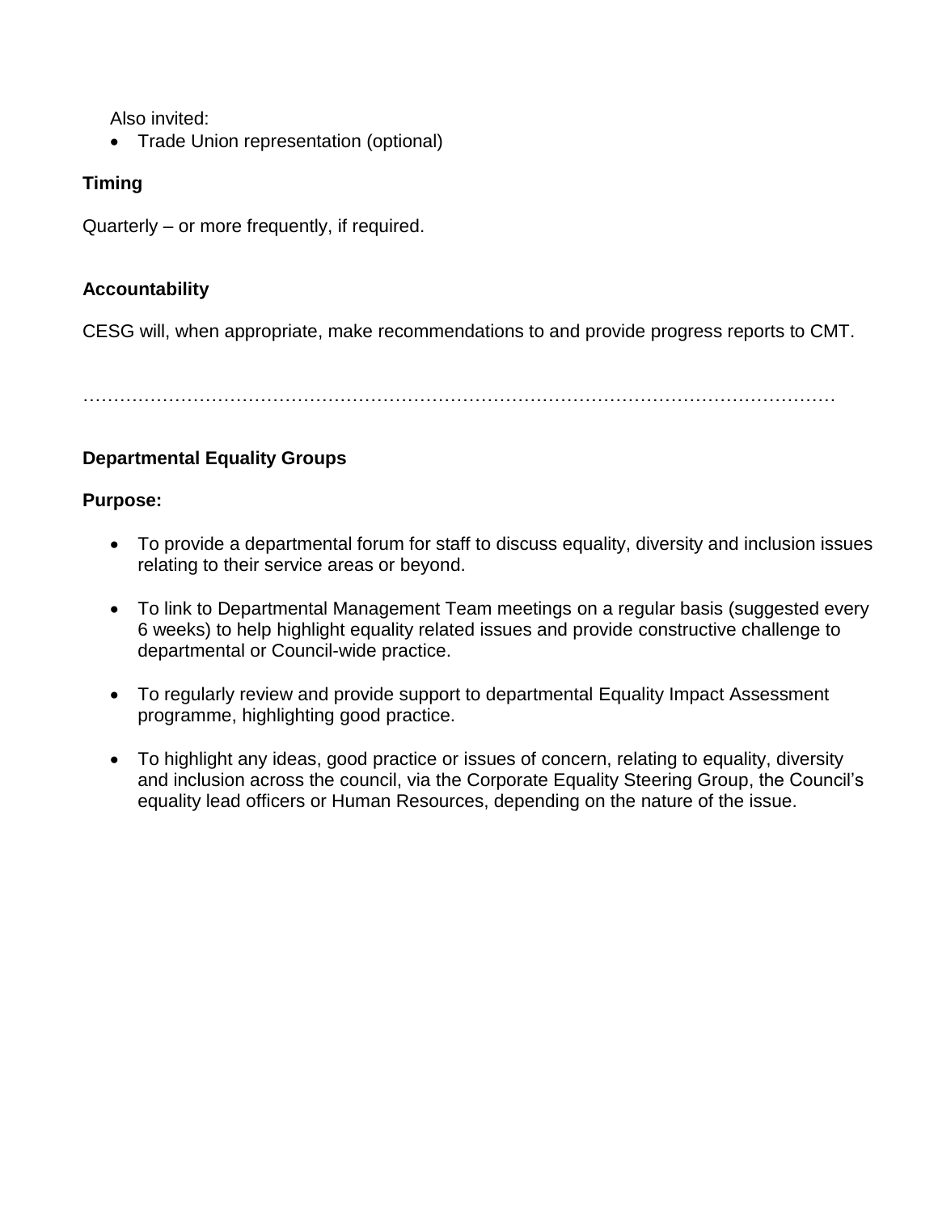Also invited:

- Trade Union representation (optional)

**Timing**

Quarterly – or more frequently, if required.

**Accountability**

CESG will, when appropriate, make recommendations to and provide progress reports to CMT.

……………………………………………………………………………………………………………

**Departmental Equality Groups**

**Purpose:**

- To provide a departmental forum for staff to discuss equality, diversity and inclusion issues relating to their service areas or beyond.

- To link to Departmental Management Team meetings on a regular basis (suggested every 6 weeks) to help highlight equality related issues and provide constructive challenge to departmental or Council-wide practice.

- To regularly review and provide support to departmental Equality Impact Assessment programme, highlighting good practice.

- To highlight any ideas, good practice or issues of concern, relating to equality, diversity and inclusion across the council, via the Corporate Equality Steering Group, the Council's equality lead officers or Human Resources, depending on the nature of the issue.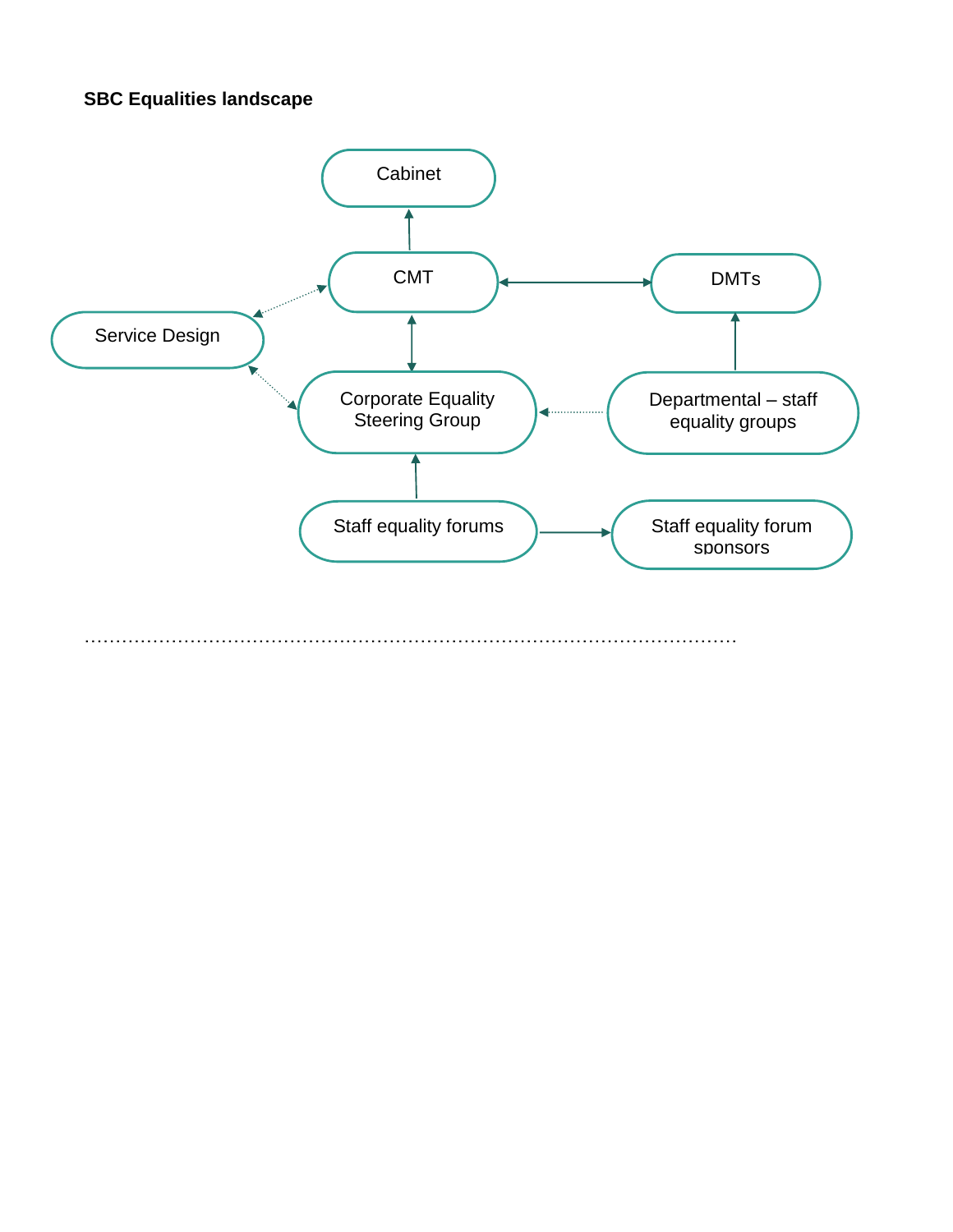**SBC Equalities landscape**

Cabinet

CMT

DMTs

Service Design

Corporate Equality Steering Group

Departmental – staff equality groups

Staff equality forums

Staff equality forum sponsors

……………………………………………………………………………………………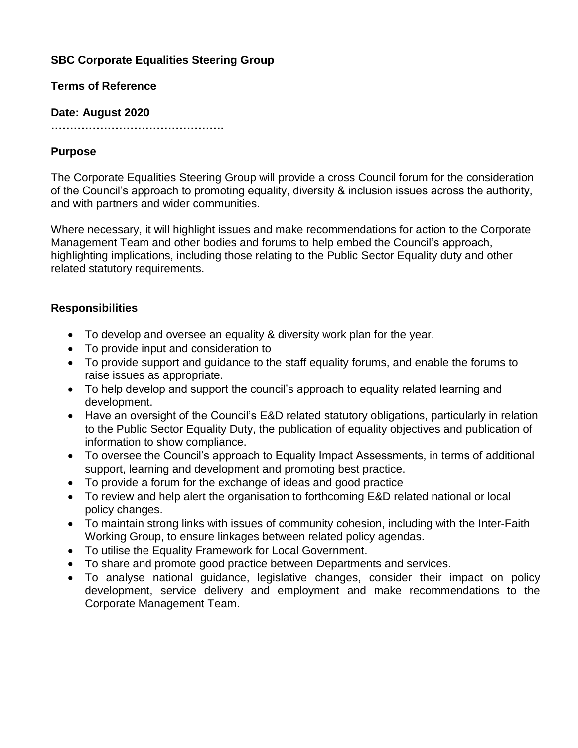**SBC Corporate Equalities Steering Group**

**Terms of Reference**

**Date: August 2020**

**……………………………………….**

**Purpose**

The Corporate Equalities Steering Group will provide a cross Council forum for the consideration of the Council's approach to promoting equality, diversity & inclusion issues across the authority, and with partners and wider communities.

Where necessary, it will highlight issues and make recommendations for action to the Corporate Management Team and other bodies and forums to help embed the Council's approach, highlighting implications, including those relating to the Public Sector Equality duty and other related statutory requirements.

**Responsibilities**

- To develop and oversee an equality & diversity work plan for the year.
- To provide input and consideration to
- To provide support and guidance to the staff equality forums, and enable the forums to raise issues as appropriate.
- To help develop and support the council's approach to equality related learning and development.
- Have an oversight of the Council's E&D related statutory obligations, particularly in relation to the Public Sector Equality Duty, the publication of equality objectives and publication of information to show compliance.
- To oversee the Council's approach to Equality Impact Assessments, in terms of additional support, learning and development and promoting best practice.
- To provide a forum for the exchange of ideas and good practice
- To review and help alert the organisation to forthcoming E&D related national or local policy changes.
- To maintain strong links with issues of community cohesion, including with the Inter-Faith Working Group, to ensure linkages between related policy agendas.
- To utilise the Equality Framework for Local Government.
- To share and promote good practice between Departments and services.
- To analyse national guidance, legislative changes, consider their impact on policy development, service delivery and employment and make recommendations to the Corporate Management Team.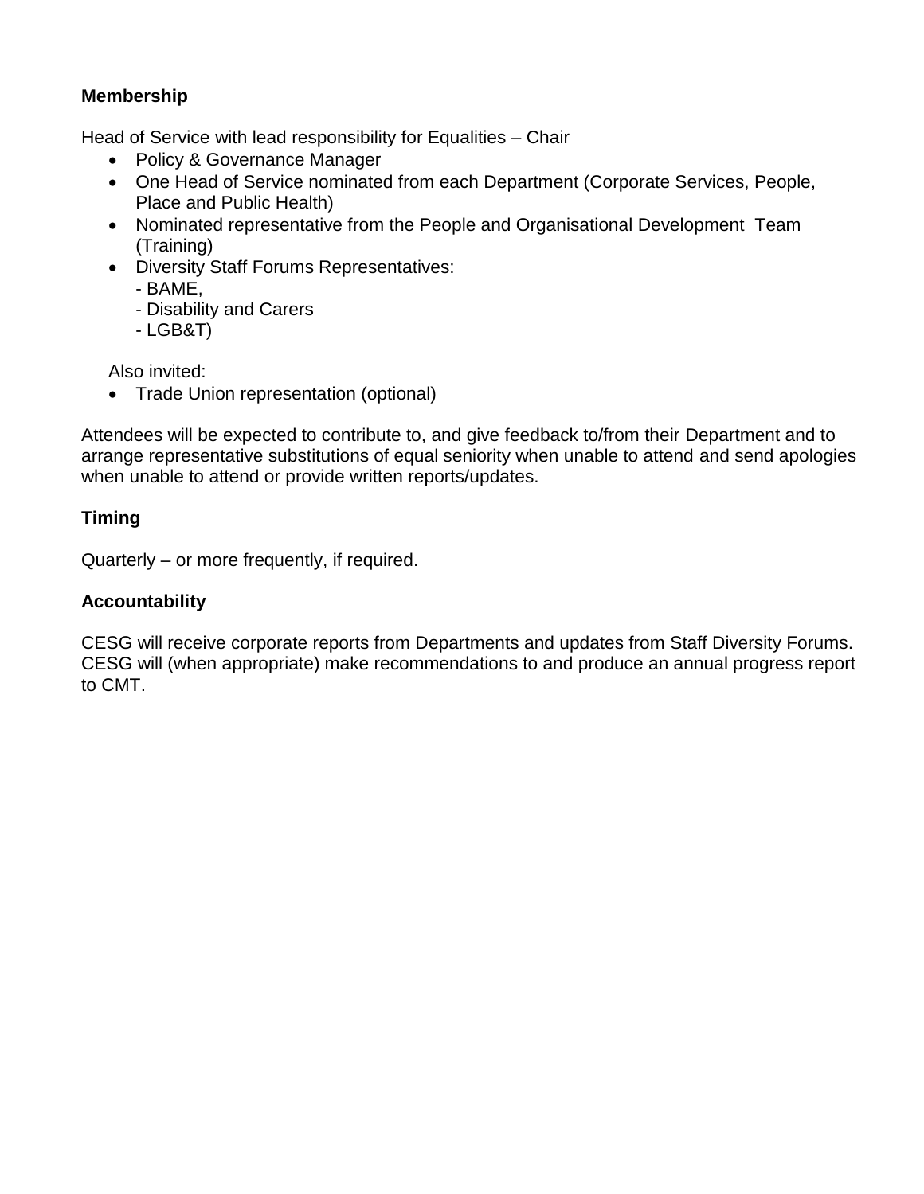**Membership**

Head of Service with lead responsibility for Equalities – Chair

- Policy & Governance Manager
- One Head of Service nominated from each Department (Corporate Services, People, Place and Public Health)
- Nominated representative from the People and Organisational Development Team (Training)
- Diversity Staff Forums Representatives:
  - BAME,
  - Disability and Carers
  - LGB&T)

Also invited:

- Trade Union representation (optional)

Attendees will be expected to contribute to, and give feedback to/from their Department and to arrange representative substitutions of equal seniority when unable to attend and send apologies when unable to attend or provide written reports/updates.

**Timing**

Quarterly – or more frequently, if required.

**Accountability**

CESG will receive corporate reports from Departments and updates from Staff Diversity Forums. CESG will (when appropriate) make recommendations to and produce an annual progress report to CMT.